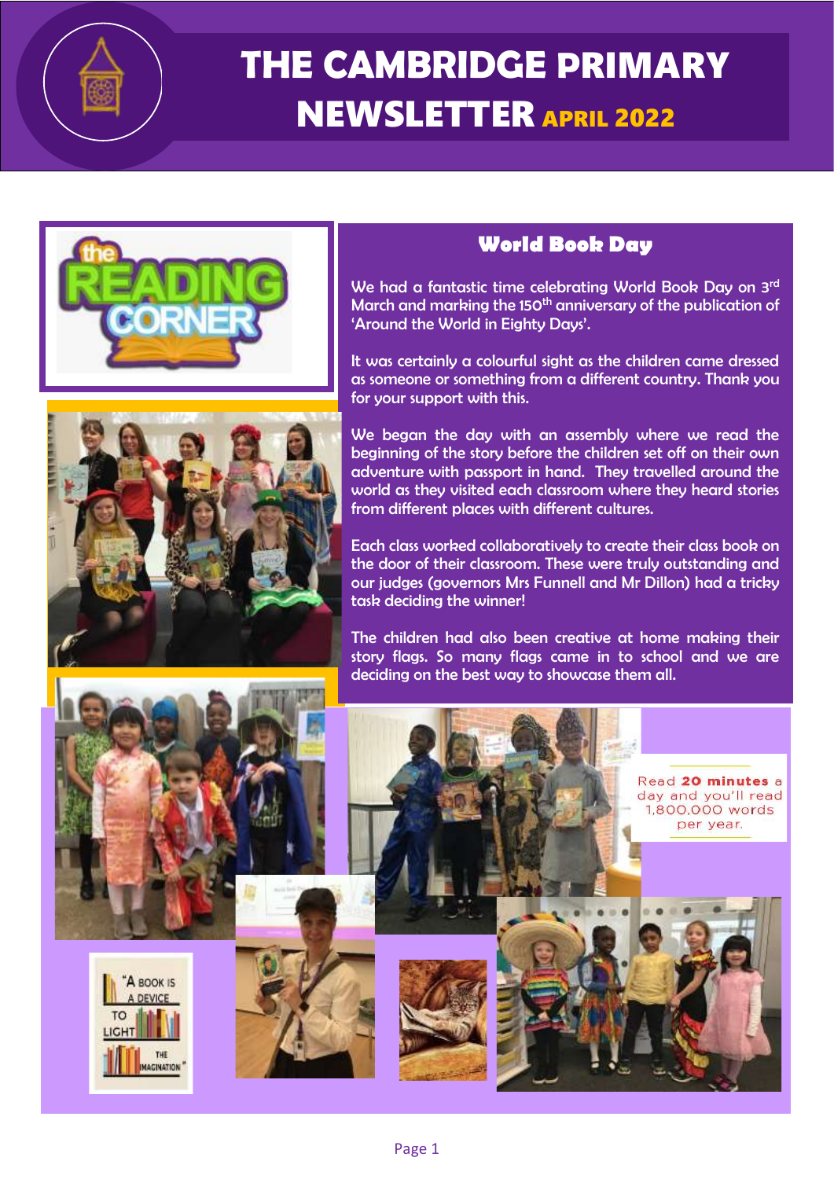# THE CAMBRIDGE PRIMARY NEWSLETTER APRIL 2022

the READING CORNER

## World Book Day

We had a fantastic time celebrating World Book Day on 3rd March and marking the 150th anniversary of the publication of 'Around the World in Eighty Days'.

It was certainly a colourful sight as the children came dressed as someone or something from a different country. Thank you for your support with this.

We began the day with an assembly where we read the beginning of the story before the children set off on their own adventure with passport in hand. They travelled around the world as they visited each classroom where they heard stories from different places with different cultures.

Each class worked collaboratively to create their class book on the door of their classroom. These were truly outstanding and our judges (governors Mrs Funnell and Mr Dillon) had a tricky task deciding the winner!

The children had also been creative at home making their story flags. So many flags came in to school and we are deciding on the best way to showcase them all.

Read **20 minutes** a day and you'll read 1,800,000 words per year.

"A BOOK IS A DEVICE TO LIGHT THE IMAGINATION"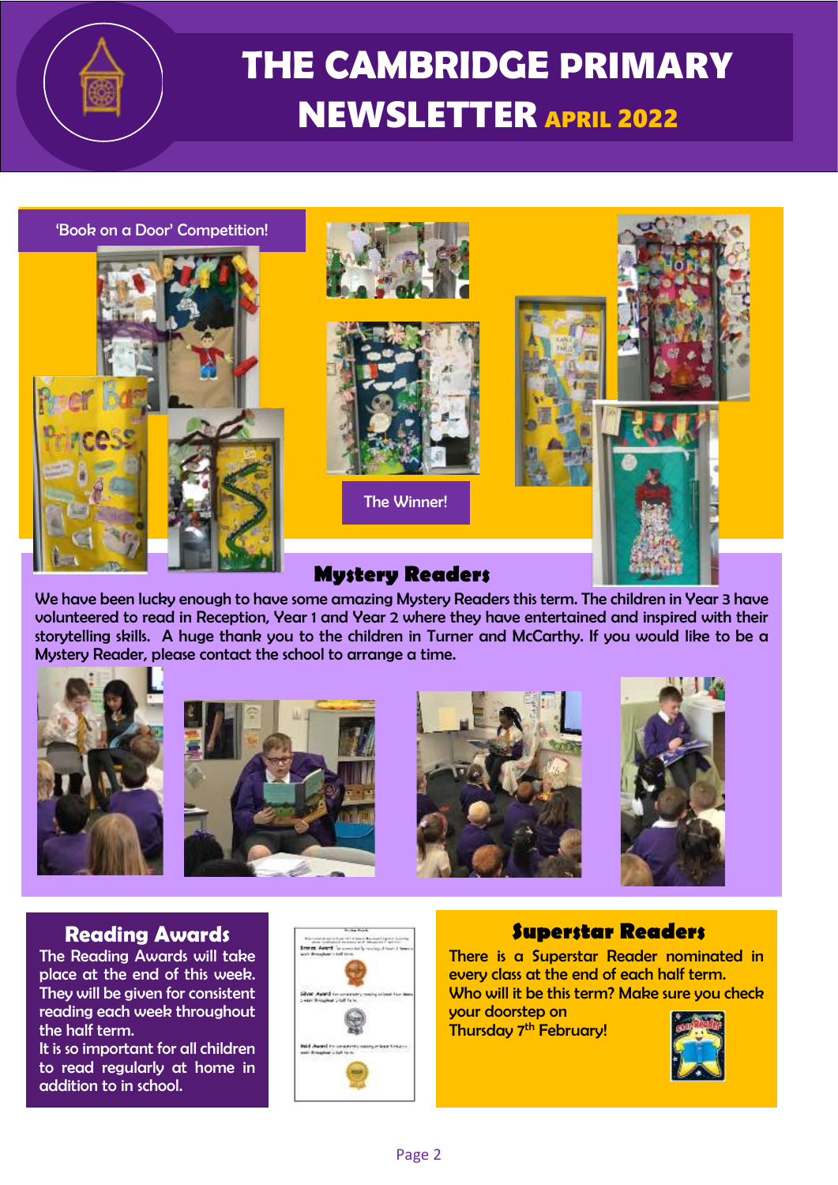# THE CAMBRIDGE PRIMARY NEWSLETTER APRIL 2022

## 'Book on a Door' Competition!

The Winner!

## Mystery Readers

We have been lucky enough to have some amazing Mystery Readers this term. The children in Year 3 have volunteered to read in Reception, Year 1 and Year 2 where they have entertained and inspired with their storytelling skills. A huge thank you to the children in Turner and McCarthy. If you would like to be a Mystery Reader, please contact the school to arrange a time.

## Reading Awards

The Reading Awards will take place at the end of this week. They will be given for consistent reading each week throughout the half term.

It is so important for all children to read regularly at home in addition to in school.

## Superstar Readers

There is a Superstar Reader nominated in every class at the end of each half term.

Who will it be this term? Make sure you check your doorstep on Thursday 7th February!